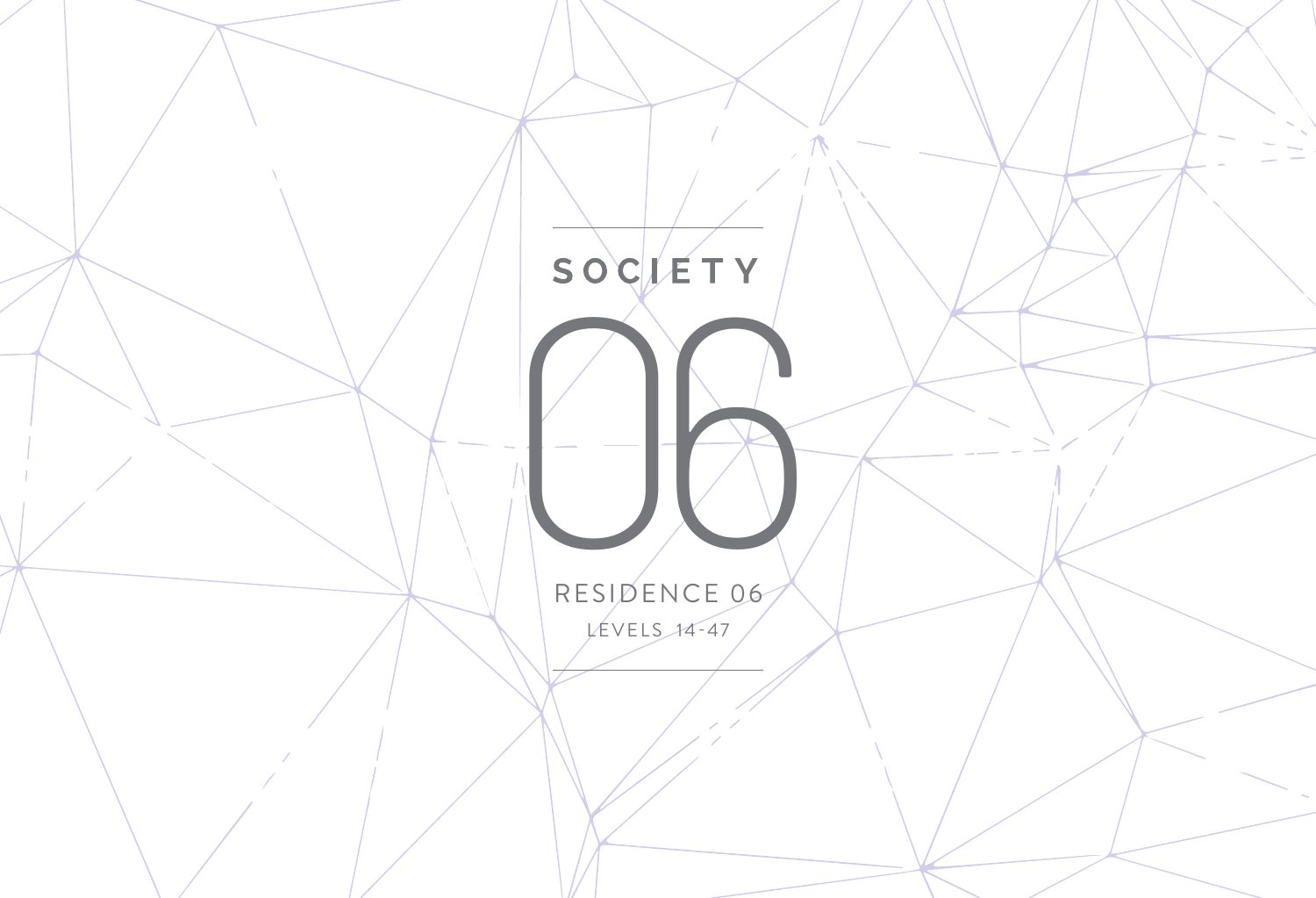# SOCIETY

# 06

RESIDENCE 06

LEVELS 14-47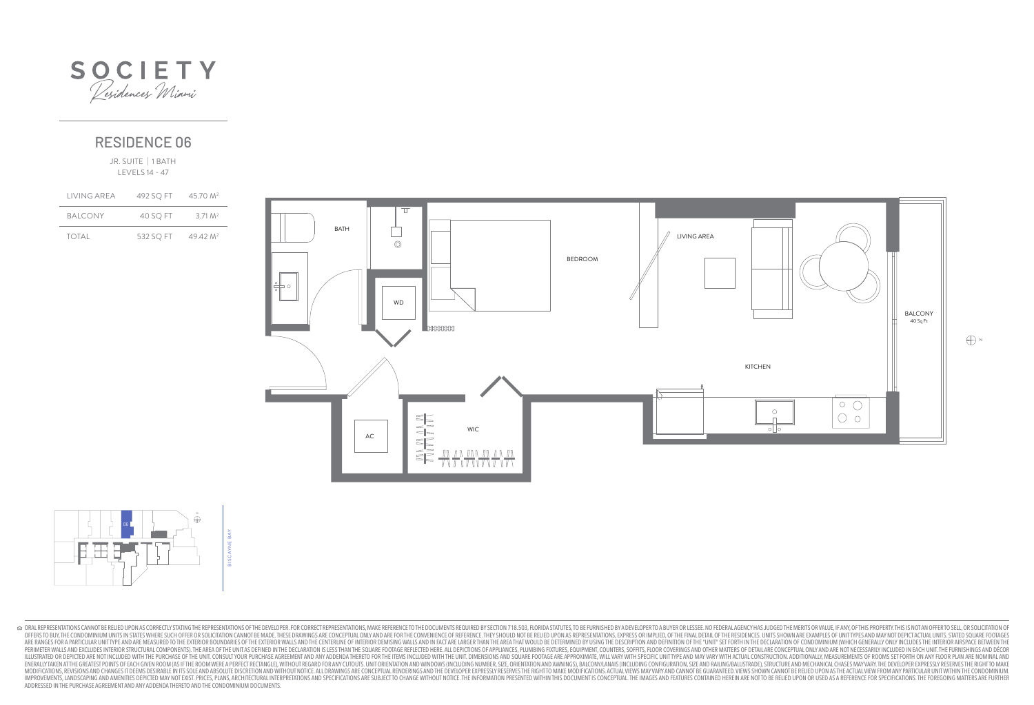SOCIETY

Residences Miami

## RESIDENCE 06

JR. SUITE | 1 BATH

LEVELS 14 - 47

| | | |
|---|---|---|
| LIVING AREA | 492 SQ FT | 45.70 $M^2$ |
| BALCONY | 40 SQ FT | 3.71 $M^2$ |
| TOTAL | 532 SQ FT | 49.42 $M^2$ |

BATH

BEDROOM

LIVING AREA

WD

BALCONY
40 Sq Ft

KITCHEN

AC

WIC

N

06

BISCAYNE BAY

ORAL REPRESENTATIONS CANNOT BE RELIED UPON AS CORRECTLY STATING THE REPRESENTATIONS OF THE DEVELOPER. FOR CORRECT REPRESENTATIONS, MAKE REFERENCE TO THE DOCUMENTS REQUIRED BY SECTION 718.503, FLORIDA STATUTES, TO BE FURNISHED BY A DEVELOPER TO A BUYER OR LESSEE. NO FEDERAL AGENCY HAS JUDGED THE MERITS OR VALUE, IF ANY, OF THIS PROPERTY. THIS IS NOT AN OFFER TO SELL, OR SOLICITATION OF OFFERS TO BUY, THE CONDOMINIUM UNITS IN STATES WHERE SUCH OFFER OR SOLICITATION CANNOT BE MADE. THESE DRAWINGS ARE CONCEPTUAL ONLY AND ARE FOR THE CONVENIENCE OF REFERENCE. THEY SHOULD NOT BE RELIED UPON AS REPRESENTATIONS, EXPRESS OR IMPLIED, OF THE FINAL DETAIL OF THE RESIDENCES. UNITS SHOWN ARE EXAMPLES OF UNIT TYPES AND MAY NOT DEPICT ACTUAL UNITS. STATED SQUARE FOOTAGES ARE RANGES FOR A PARTICULAR UNIT TYPE AND ARE MEASURED TO THE EXTERIOR BOUNDARIES OF THE EXTERIOR WALLS AND THE CENTERLINE OF INTERIOR DEMISING WALLS AND IN FACT ARE LARGER THAN THE AREA THAT WOULD BE DETERMINED BY USING THE DESCRIPTION AND DEFINITION OF THE "UNIT" SET FORTH IN THE DECLARATION OF CONDOMINIUM (WHICH GENERALLY ONLY INCLUDES THE INTERIOR AIRSPACE BETWEEN THE PERIMETER WALLS AND EXCLUDES INTERIOR STRUCTURAL COMPONENTS). THE AREA OF THE UNIT AS DEFINED IN THE DECLARATION IS LESS THAN THE SQUARE FOOTAGE REFLECTED HERE. ALL DEPICTIONS OF APPLIANCES, PLUMBING FIXTURES, EQUIPMENT, COUNTERS, SOFFITS, FLOOR COVERINGS AND OTHER MATTERS OF DETAIL ARE CONCEPTUAL ONLY AND ARE NOT NECESSARILY INCLUDED IN EACH UNIT. THE FURNISHINGS AND DÉCOR ILLUSTRATED OR DEPICTED ARE NOT INCLUDED WITH THE PURCHASE OF THE UNIT. CONSULT YOUR PURCHASE AGREEMENT AND ANY ADDENDA THERETO FOR THE ITEMS INCLUDED WITH THE UNIT. DIMENSIONS AND SQUARE FOOTAGE ARE APPROXIMATE, WILL VARY WITH SPECIFIC UNIT TYPE AND MAY VARY WITH ACTUAL CONSTRUCTION. ADDITIONALLY, MEASUREMENTS OF ROOMS SET FORTH ON ANY FLOOR PLAN ARE NOMINAL AND GENERALLY TAKEN AT THE GREATEST POINTS OF EACH GIVEN ROOM (AS IF THE ROOM WERE A PERFECT RECTANGLE), WITHOUT REGARD FOR ANY CUTOUTS. UNIT ORIENTATION AND WINDOWS (INCLUDING NUMBER, SIZE, ORIENTATION AND AWNINGS), BALCONY/LANAIS (INCLUDING CONFIGURATION, SIZE AND RAILING/BALUSTRADE), STRUCTURE AND MECHANICAL CHASES MAY VARY. THE DEVELOPER EXPRESSLY RESERVES THE RIGHT TO MAKE MODIFICATIONS, REVISIONS AND CHANGES IT DEEMS DESIRABLE IN ITS SOLE AND ABSOLUTE DISCRETION AND WITHOUT NOTICE. ALL DRAWINGS ARE CONCEPTUAL RENDERINGS AND THE DEVELOPER EXPRESSLY RESERVES THE RIGHT TO MAKE MODIFICATIONS. ACTUAL VIEWS MAY VARY AND CANNOT BE GUARANTEED. VIEWS SHOWN CANNOT BE RELIED UPON AS THE ACTUAL VIEW FROM ANY PARTICULAR UNIT WITHIN THE CONDOMINIUM. IMPROVEMENTS, LANDSCAPING AND AMENITIES DEPICTED MAY NOT EXIST. PRICES, PLANS, ARCHITECTURAL INTERPRETATIONS AND SPECIFICATIONS ARE SUBJECT TO CHANGE WITHOUT NOTICE. THE INFORMATION PRESENTED WITHIN THIS DOCUMENT IS CONCEPTUAL. THE IMAGES AND FEATURES CONTAINED HEREIN ARE NOT TO BE RELIED UPON OR USED AS A REFERENCE FOR SPECIFICATIONS. THE FOREGOING MATTERS ARE FURTHER ADDRESSED IN THE PURCHASE AGREEMENT AND ANY ADDENDA THERETO AND THE CONDOMINIUM DOCUMENTS.